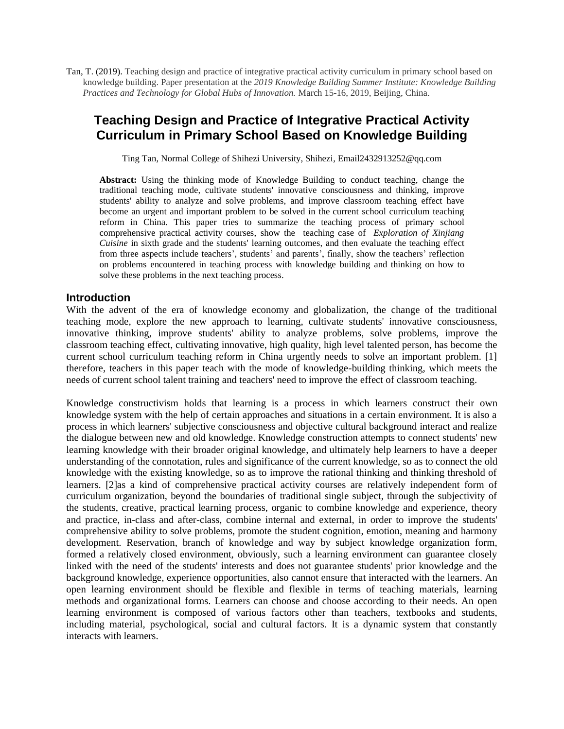Tan, T. (2019). Teaching design and practice of integrative practical activity curriculum in primary school based on knowledge building. Paper presentation at the *2019 Knowledge Building Summer Institute: Knowledge Building Practices and Technology for Global Hubs of Innovation.* March 15-16, 2019, Beijing, China.

# Teaching Design and Practice of Integrative Practical Activity Curriculum in Primary School Based on Knowledge Building

Ting Tan, Normal College of Shihezi University, Shihezi, Email2432913252@qq.com

**Abstract:** Using the thinking mode of Knowledge Building to conduct teaching, change the traditional teaching mode, cultivate students' innovative consciousness and thinking, improve students' ability to analyze and solve problems, and improve classroom teaching effect have become an urgent and important problem to be solved in the current school curriculum teaching reform in China. This paper tries to summarize the teaching process of primary school comprehensive practical activity courses, show the teaching case of *Exploration of Xinjiang Cuisine* in sixth grade and the students' learning outcomes, and then evaluate the teaching effect from three aspects include teachers', students' and parents', finally, show the teachers' reflection on problems encountered in teaching process with knowledge building and thinking on how to solve these problems in the next teaching process.

## Introduction

With the advent of the era of knowledge economy and globalization, the change of the traditional teaching mode, explore the new approach to learning, cultivate students' innovative consciousness, innovative thinking, improve students' ability to analyze problems, solve problems, improve the classroom teaching effect, cultivating innovative, high quality, high level talented person, has become the current school curriculum teaching reform in China urgently needs to solve an important problem. [1] therefore, teachers in this paper teach with the mode of knowledge-building thinking, which meets the needs of current school talent training and teachers' need to improve the effect of classroom teaching.

Knowledge constructivism holds that learning is a process in which learners construct their own knowledge system with the help of certain approaches and situations in a certain environment. It is also a process in which learners' subjective consciousness and objective cultural background interact and realize the dialogue between new and old knowledge. Knowledge construction attempts to connect students' new learning knowledge with their broader original knowledge, and ultimately help learners to have a deeper understanding of the connotation, rules and significance of the current knowledge, so as to connect the old knowledge with the existing knowledge, so as to improve the rational thinking and thinking threshold of learners. [2]as a kind of comprehensive practical activity courses are relatively independent form of curriculum organization, beyond the boundaries of traditional single subject, through the subjectivity of the students, creative, practical learning process, organic to combine knowledge and experience, theory and practice, in-class and after-class, combine internal and external, in order to improve the students' comprehensive ability to solve problems, promote the student cognition, emotion, meaning and harmony development. Reservation, branch of knowledge and way by subject knowledge organization form, formed a relatively closed environment, obviously, such a learning environment can guarantee closely linked with the need of the students' interests and does not guarantee students' prior knowledge and the background knowledge, experience opportunities, also cannot ensure that interacted with the learners. An open learning environment should be flexible and flexible in terms of teaching materials, learning methods and organizational forms. Learners can choose and choose according to their needs. An open learning environment is composed of various factors other than teachers, textbooks and students, including material, psychological, social and cultural factors. It is a dynamic system that constantly interacts with learners.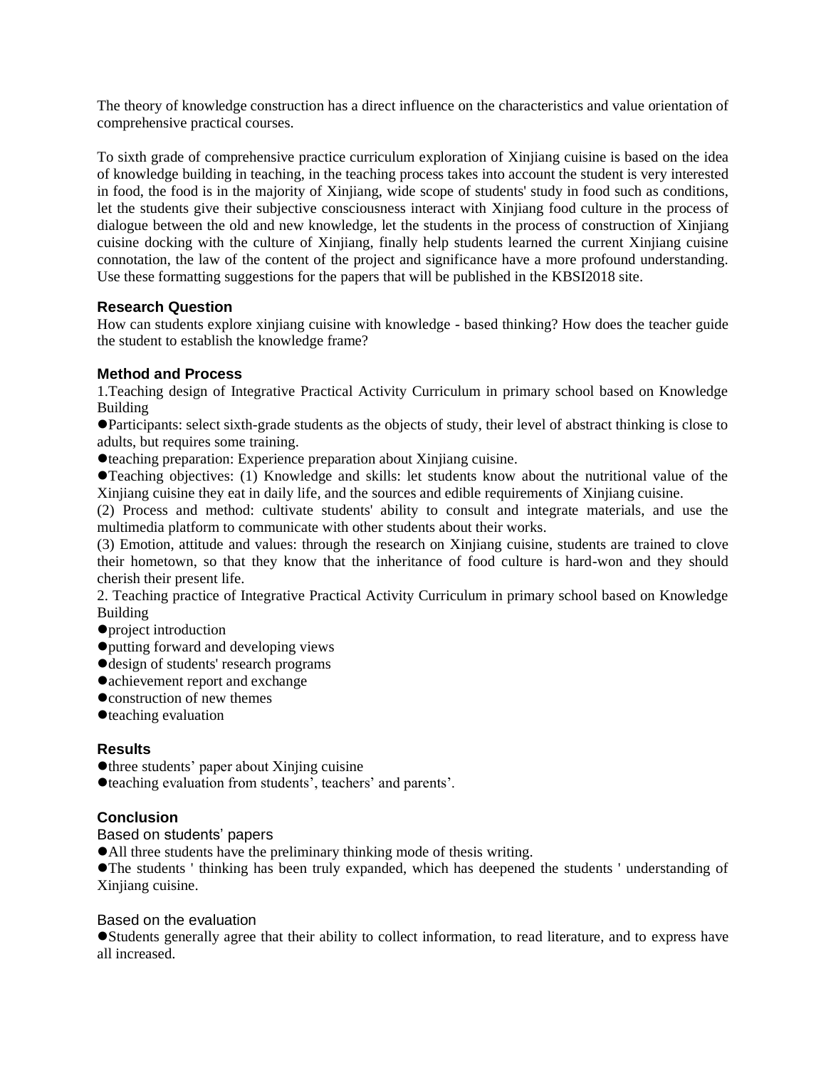The theory of knowledge construction has a direct influence on the characteristics and value orientation of comprehensive practical courses.

To sixth grade of comprehensive practice curriculum exploration of Xinjiang cuisine is based on the idea of knowledge building in teaching, in the teaching process takes into account the student is very interested in food, the food is in the majority of Xinjiang, wide scope of students' study in food such as conditions, let the students give their subjective consciousness interact with Xinjiang food culture in the process of dialogue between the old and new knowledge, let the students in the process of construction of Xinjiang cuisine docking with the culture of Xinjiang, finally help students learned the current Xinjiang cuisine connotation, the law of the content of the project and significance have a more profound understanding. Use these formatting suggestions for the papers that will be published in the KBSI2018 site.

### Research Question

How can students explore xinjiang cuisine with knowledge - based thinking? How does the teacher guide the student to establish the knowledge frame?

### Method and Process

1.Teaching design of Integrative Practical Activity Curriculum in primary school based on Knowledge Building

- Participants: select sixth-grade students as the objects of study, their level of abstract thinking is close to adults, but requires some training.
- teaching preparation: Experience preparation about Xinjiang cuisine.
- Teaching objectives: (1) Knowledge and skills: let students know about the nutritional value of the Xinjiang cuisine they eat in daily life, and the sources and edible requirements of Xinjiang cuisine.

(2) Process and method: cultivate students' ability to consult and integrate materials, and use the multimedia platform to communicate with other students about their works.

(3) Emotion, attitude and values: through the research on Xinjiang cuisine, students are trained to clove their hometown, so that they know that the inheritance of food culture is hard-won and they should cherish their present life.

2. Teaching practice of Integrative Practical Activity Curriculum in primary school based on Knowledge Building

- project introduction
- putting forward and developing views
- design of students' research programs
- achievement report and exchange
- construction of new themes
- teaching evaluation

### Results

- three students' paper about Xinjing cuisine
- teaching evaluation from students', teachers' and parents'.

### Conclusion

Based on students' papers

- All three students have the preliminary thinking mode of thesis writing.
- The students ' thinking has been truly expanded, which has deepened the students ' understanding of Xinjiang cuisine.

Based on the evaluation

- Students generally agree that their ability to collect information, to read literature, and to express have all increased.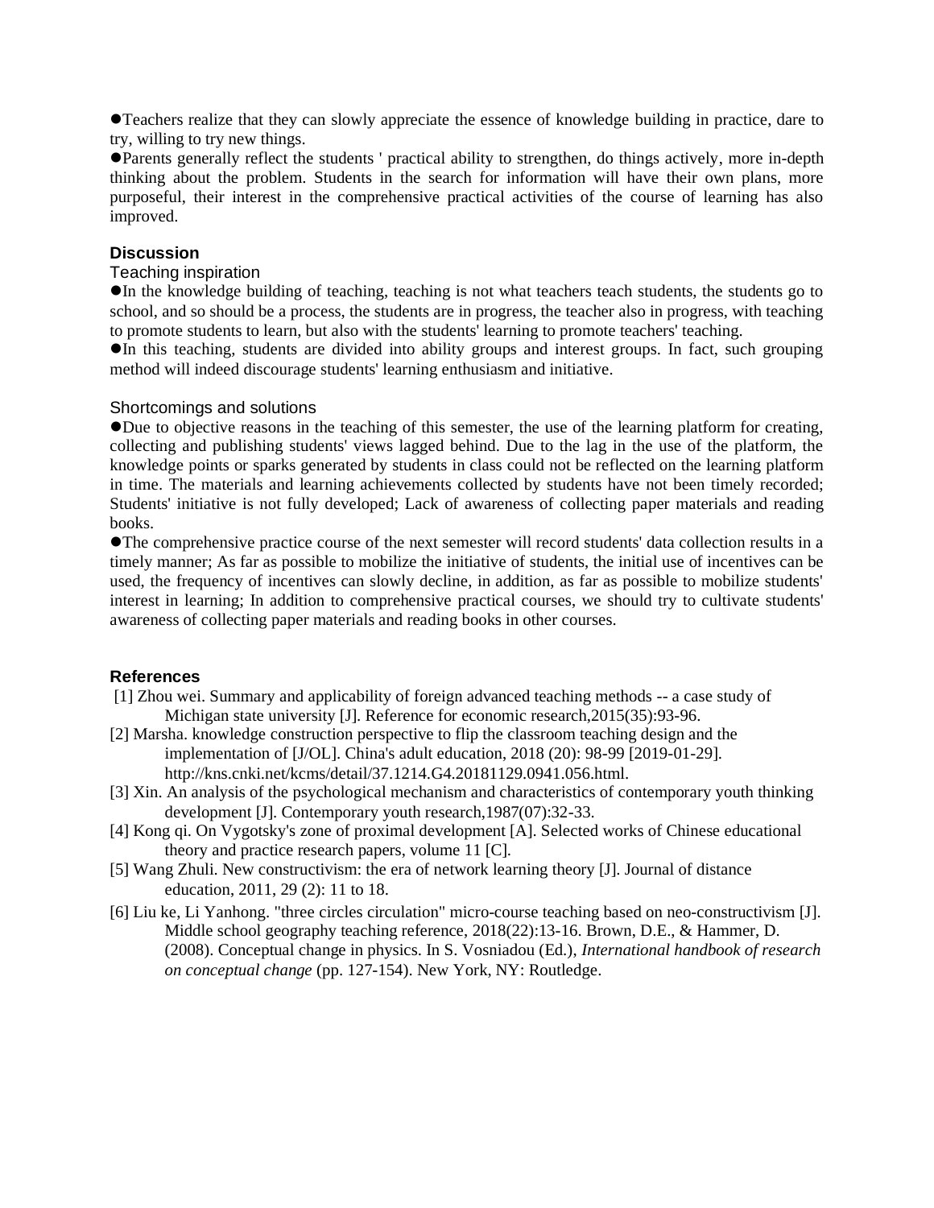●Teachers realize that they can slowly appreciate the essence of knowledge building in practice, dare to try, willing to try new things.

●Parents generally reflect the students ' practical ability to strengthen, do things actively, more in-depth thinking about the problem. Students in the search for information will have their own plans, more purposeful, their interest in the comprehensive practical activities of the course of learning has also improved.

## Discussion

### Teaching inspiration

●In the knowledge building of teaching, teaching is not what teachers teach students, the students go to school, and so should be a process, the students are in progress, the teacher also in progress, with teaching to promote students to learn, but also with the students' learning to promote teachers' teaching.

●In this teaching, students are divided into ability groups and interest groups. In fact, such grouping method will indeed discourage students' learning enthusiasm and initiative.

### Shortcomings and solutions

●Due to objective reasons in the teaching of this semester, the use of the learning platform for creating, collecting and publishing students' views lagged behind. Due to the lag in the use of the platform, the knowledge points or sparks generated by students in class could not be reflected on the learning platform in time. The materials and learning achievements collected by students have not been timely recorded; Students' initiative is not fully developed; Lack of awareness of collecting paper materials and reading books.

●The comprehensive practice course of the next semester will record students' data collection results in a timely manner; As far as possible to mobilize the initiative of students, the initial use of incentives can be used, the frequency of incentives can slowly decline, in addition, as far as possible to mobilize students' interest in learning; In addition to comprehensive practical courses, we should try to cultivate students' awareness of collecting paper materials and reading books in other courses.

## References

[1] Zhou wei. Summary and applicability of foreign advanced teaching methods -- a case study of Michigan state university [J]. Reference for economic research,2015(35):93-96.

[2] Marsha. knowledge construction perspective to flip the classroom teaching design and the implementation of [J/OL]. China's adult education, 2018 (20): 98-99 [2019-01-29]. http://kns.cnki.net/kcms/detail/37.1214.G4.20181129.0941.056.html.

[3] Xin. An analysis of the psychological mechanism and characteristics of contemporary youth thinking development [J]. Contemporary youth research,1987(07):32-33.

[4] Kong qi. On Vygotsky's zone of proximal development [A]. Selected works of Chinese educational theory and practice research papers, volume 11 [C].

[5] Wang Zhuli. New constructivism: the era of network learning theory [J]. Journal of distance education, 2011, 29 (2): 11 to 18.

[6] Liu ke, Li Yanhong. "three circles circulation" micro-course teaching based on neo-constructivism [J]. Middle school geography teaching reference, 2018(22):13-16. Brown, D.E., & Hammer, D. (2008). Conceptual change in physics. In S. Vosniadou (Ed.), *International handbook of research on conceptual change* (pp. 127-154). New York, NY: Routledge.